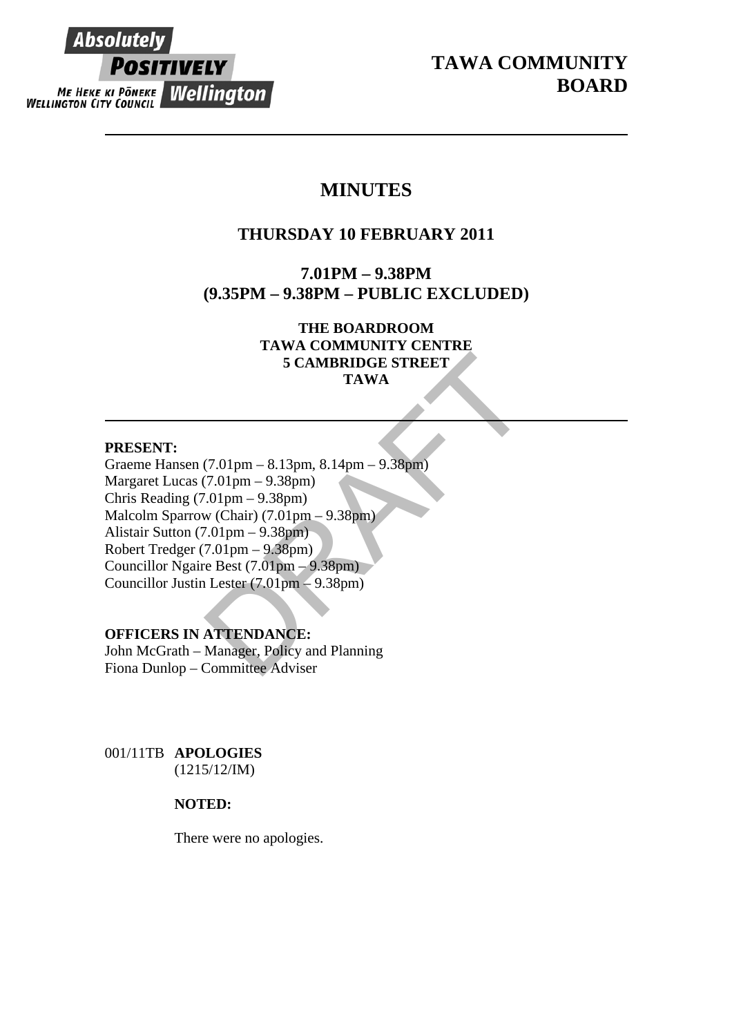# TAWA COMMUNITY BOARD

## MINUTES

### THURSDAY 10 FEBRUARY 2011

### 7.01PM – 9.38PM
### (9.35PM – 9.38PM – PUBLIC EXCLUDED)

**THE BOARDROOM**
**TAWA COMMUNITY CENTRE**
**5 CAMBRIDGE STREET**
**TAWA**

---

**PRESENT:**
Graeme Hansen (7.01pm – 8.13pm, 8.14pm – 9.38pm)
Margaret Lucas (7.01pm – 9.38pm)
Chris Reading (7.01pm – 9.38pm)
Malcolm Sparrow (Chair) (7.01pm – 9.38pm)
Alistair Sutton (7.01pm – 9.38pm)
Robert Tredger (7.01pm – 9.38pm)
Councillor Ngaire Best (7.01pm – 9.38pm)
Councillor Justin Lester (7.01pm – 9.38pm)

**OFFICERS IN ATTENDANCE:**
John McGrath – Manager, Policy and Planning
Fiona Dunlop – Committee Adviser

001/11TB **APOLOGIES**
(1215/12/IM)

**NOTED:**

There were no apologies.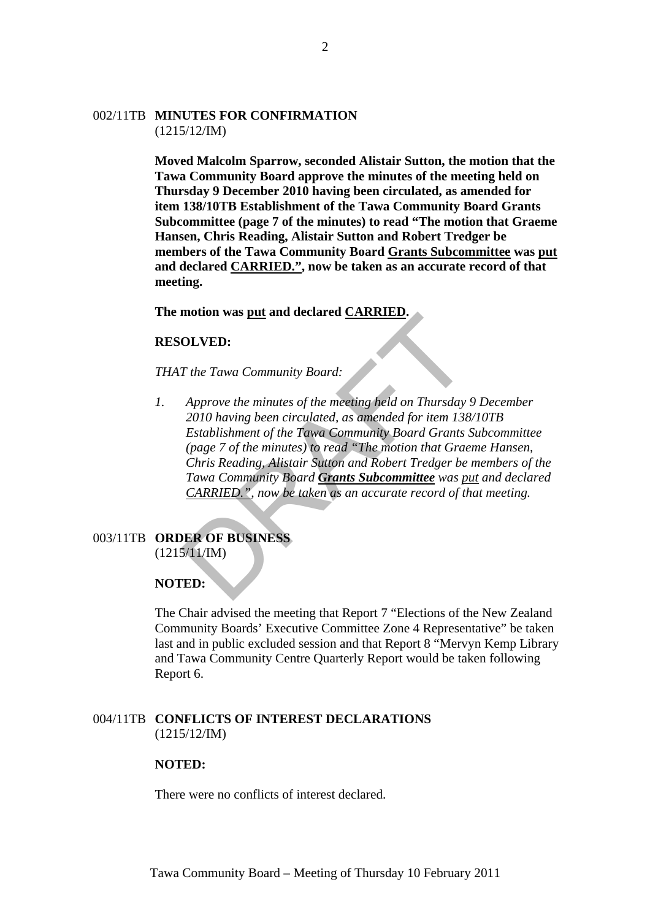002/11TB **MINUTES FOR CONFIRMATION**
(1215/12/IM)

**Moved Malcolm Sparrow, seconded Alistair Sutton, the motion that the Tawa Community Board approve the minutes of the meeting held on Thursday 9 December 2010 having been circulated, as amended for item 138/10TB Establishment of the Tawa Community Board Grants Subcommittee (page 7 of the minutes) to read "The motion that Graeme Hansen, Chris Reading, Alistair Sutton and Robert Tredger be members of the Tawa Community Board <u>Grants Subcommittee</u> was <u>put</u> and declared <u>CARRIED."</u>, now be taken as an accurate record of that meeting.**

**The motion was <u>put</u> and declared <u>CARRIED</u>.**

**RESOLVED:**

*THAT the Tawa Community Board:*

1. *Approve the minutes of the meeting held on Thursday 9 December 2010 having been circulated, as amended for item 138/10TB Establishment of the Tawa Community Board Grants Subcommittee (page 7 of the minutes) to read "The motion that Graeme Hansen, Chris Reading, Alistair Sutton and Robert Tredger be members of the Tawa Community Board **<u>Grants Subcommittee</u>** was <u>put</u> and declared <u>CARRIED."</u>, now be taken as an accurate record of that meeting.*

003/11TB **ORDER OF BUSINESS**
(1215/11/IM)

**NOTED:**

The Chair advised the meeting that Report 7 "Elections of the New Zealand Community Boards' Executive Committee Zone 4 Representative" be taken last and in public excluded session and that Report 8 "Mervyn Kemp Library and Tawa Community Centre Quarterly Report would be taken following Report 6.

004/11TB **CONFLICTS OF INTEREST DECLARATIONS**
(1215/12/IM)

**NOTED:**

There were no conflicts of interest declared.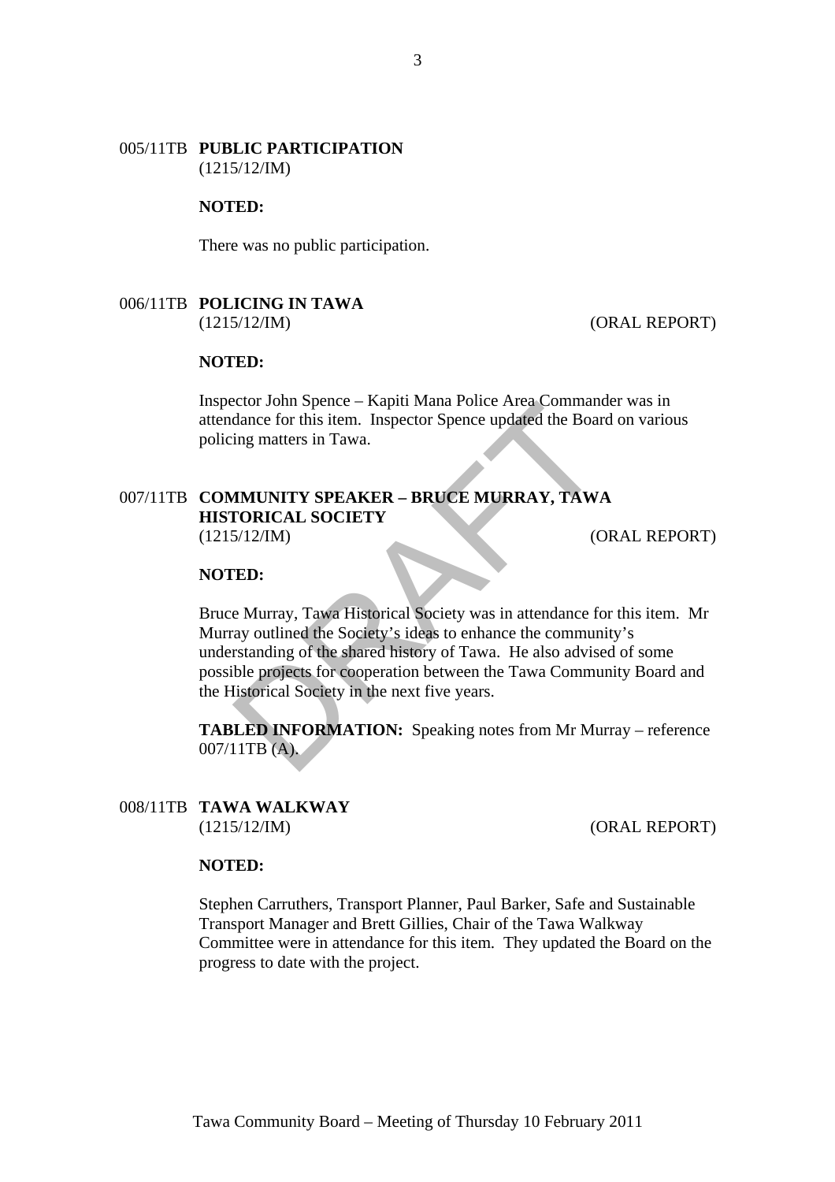## 005/11TB PUBLIC PARTICIPATION
(1215/12/IM)

**NOTED:**

There was no public participation.

## 006/11TB POLICING IN TAWA
(1215/12/IM) (ORAL REPORT)

**NOTED:**

Inspector John Spence – Kapiti Mana Police Area Commander was in attendance for this item. Inspector Spence updated the Board on various policing matters in Tawa.

## 007/11TB COMMUNITY SPEAKER – BRUCE MURRAY, TAWA HISTORICAL SOCIETY
(1215/12/IM) (ORAL REPORT)

**NOTED:**

Bruce Murray, Tawa Historical Society was in attendance for this item. Mr Murray outlined the Society's ideas to enhance the community's understanding of the shared history of Tawa. He also advised of some possible projects for cooperation between the Tawa Community Board and the Historical Society in the next five years.

**TABLED INFORMATION:** Speaking notes from Mr Murray – reference 007/11TB (A).

## 008/11TB TAWA WALKWAY
(1215/12/IM) (ORAL REPORT)

**NOTED:**

Stephen Carruthers, Transport Planner, Paul Barker, Safe and Sustainable Transport Manager and Brett Gillies, Chair of the Tawa Walkway Committee were in attendance for this item. They updated the Board on the progress to date with the project.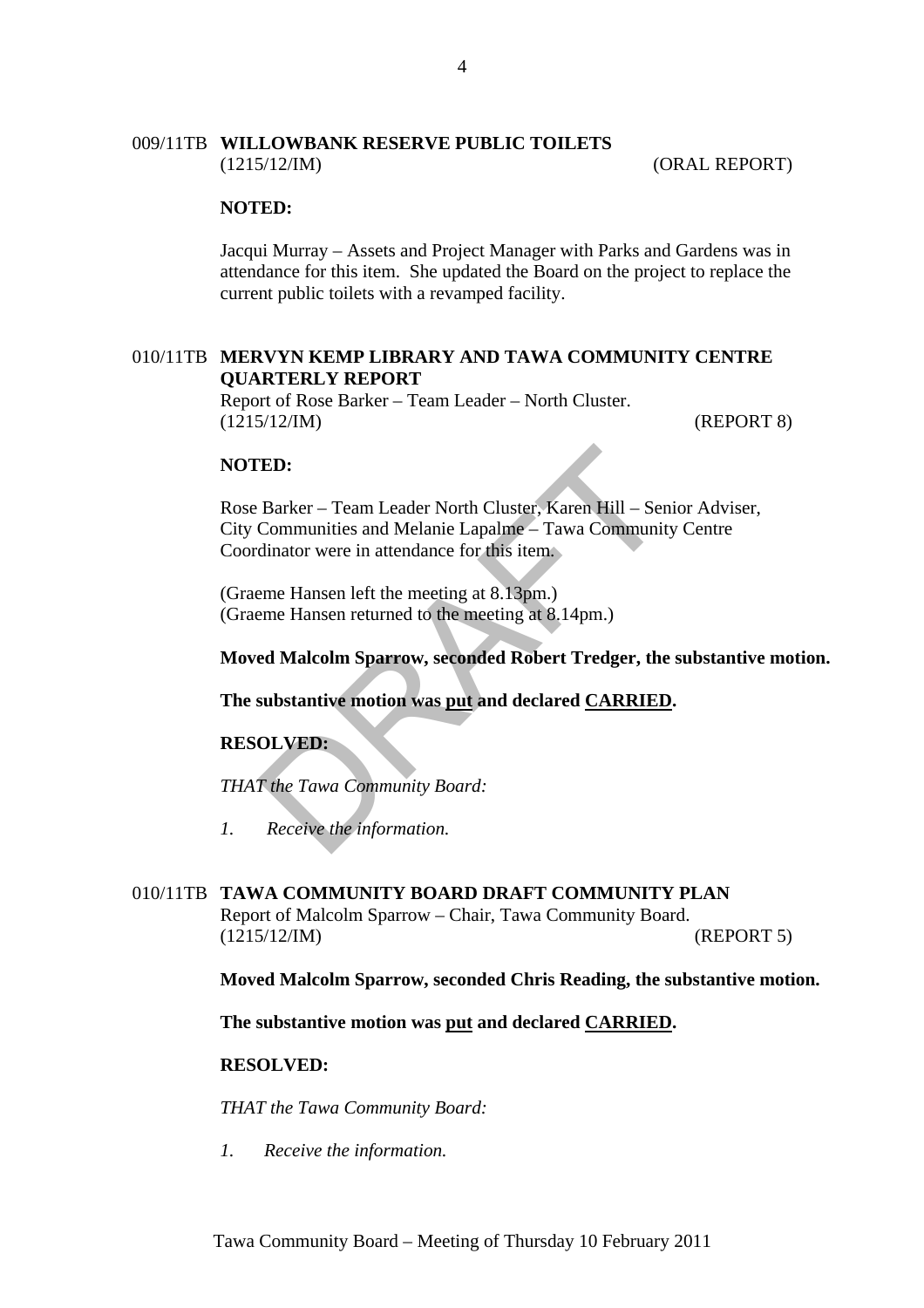009/11TB **WILLOWBANK RESERVE PUBLIC TOILETS**
(1215/12/IM) (ORAL REPORT)

**NOTED:**

Jacqui Murray – Assets and Project Manager with Parks and Gardens was in attendance for this item. She updated the Board on the project to replace the current public toilets with a revamped facility.

010/11TB **MERVYN KEMP LIBRARY AND TAWA COMMUNITY CENTRE QUARTERLY REPORT**
Report of Rose Barker – Team Leader – North Cluster.
(1215/12/IM) (REPORT 8)

**NOTED:**

Rose Barker – Team Leader North Cluster, Karen Hill – Senior Adviser, City Communities and Melanie Lapalme – Tawa Community Centre Coordinator were in attendance for this item.

(Graeme Hansen left the meeting at 8.13pm.)
(Graeme Hansen returned to the meeting at 8.14pm.)

**Moved Malcolm Sparrow, seconded Robert Tredger, the substantive motion.**

**The substantive motion was <u>put</u> and declared <u>CARRIED</u>.**

**RESOLVED:**

*THAT the Tawa Community Board:*

1. *Receive the information.*

010/11TB **TAWA COMMUNITY BOARD DRAFT COMMUNITY PLAN**
Report of Malcolm Sparrow – Chair, Tawa Community Board.
(1215/12/IM) (REPORT 5)

**Moved Malcolm Sparrow, seconded Chris Reading, the substantive motion.**

**The substantive motion was <u>put</u> and declared <u>CARRIED</u>.**

**RESOLVED:**

*THAT the Tawa Community Board:*

1. *Receive the information.*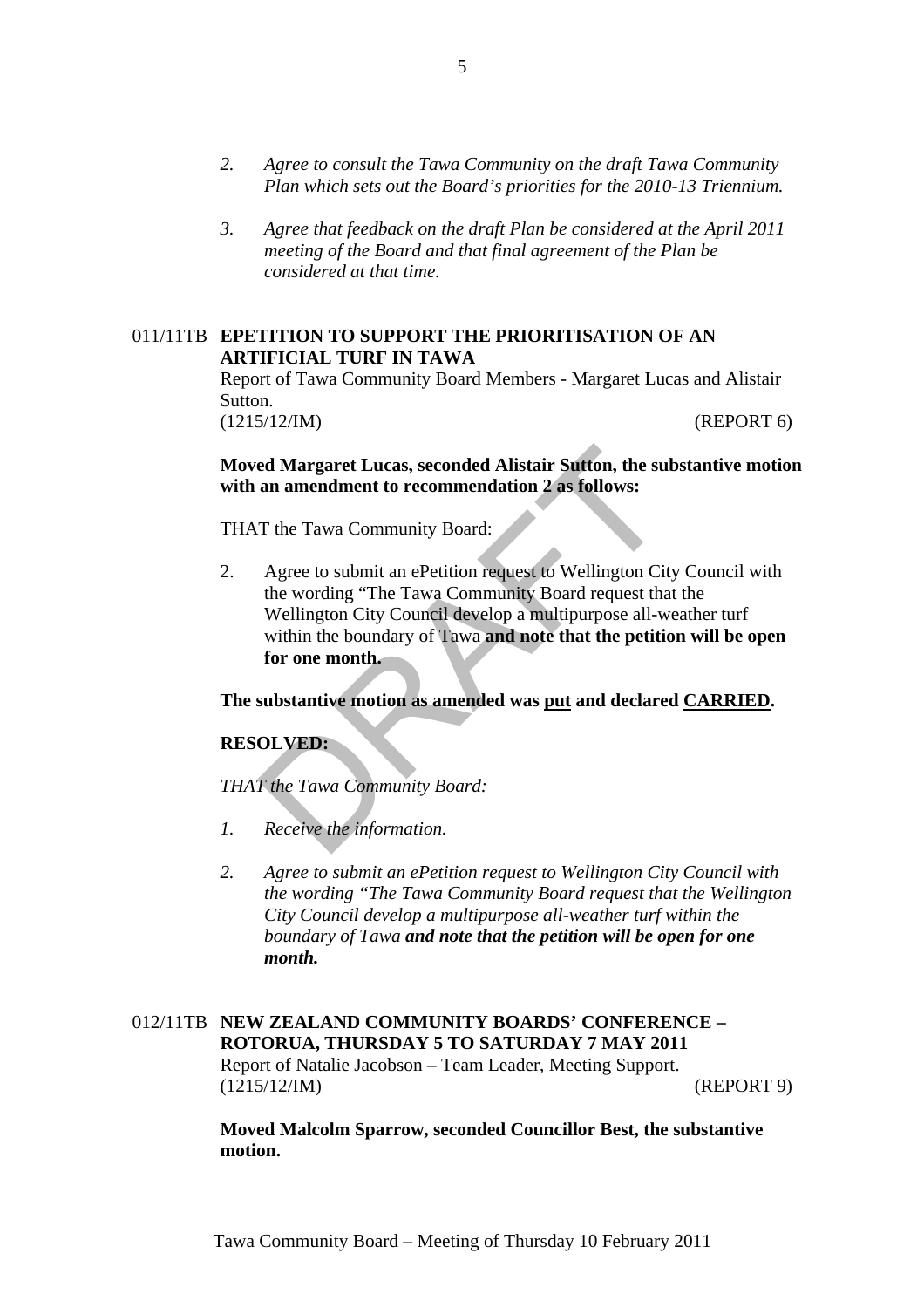2. *Agree to consult the Tawa Community on the draft Tawa Community Plan which sets out the Board's priorities for the 2010-13 Triennium.*

3. *Agree that feedback on the draft Plan be considered at the April 2011 meeting of the Board and that final agreement of the Plan be considered at that time.*

## 011/11TB EPETITION TO SUPPORT THE PRIORITISATION OF AN ARTIFICIAL TURF IN TAWA

Report of Tawa Community Board Members - Margaret Lucas and Alistair Sutton.
(1215/12/IM) (REPORT 6)

**Moved Margaret Lucas, seconded Alistair Sutton, the substantive motion with an amendment to recommendation 2 as follows:**

THAT the Tawa Community Board:

2. Agree to submit an ePetition request to Wellington City Council with the wording "The Tawa Community Board request that the Wellington City Council develop a multipurpose all-weather turf within the boundary of Tawa **and note that the petition will be open for one month.**

**The substantive motion as amended was <u>put</u> and declared <u>CARRIED</u>.**

**RESOLVED:**

*THAT the Tawa Community Board:*

1. *Receive the information.*

2. *Agree to submit an ePetition request to Wellington City Council with the wording "The Tawa Community Board request that the Wellington City Council develop a multipurpose all-weather turf within the boundary of Tawa **and note that the petition will be open for one month.***

## 012/11TB NEW ZEALAND COMMUNITY BOARDS' CONFERENCE – ROTORUA, THURSDAY 5 TO SATURDAY 7 MAY 2011

Report of Natalie Jacobson – Team Leader, Meeting Support.
(1215/12/IM) (REPORT 9)

**Moved Malcolm Sparrow, seconded Councillor Best, the substantive motion.**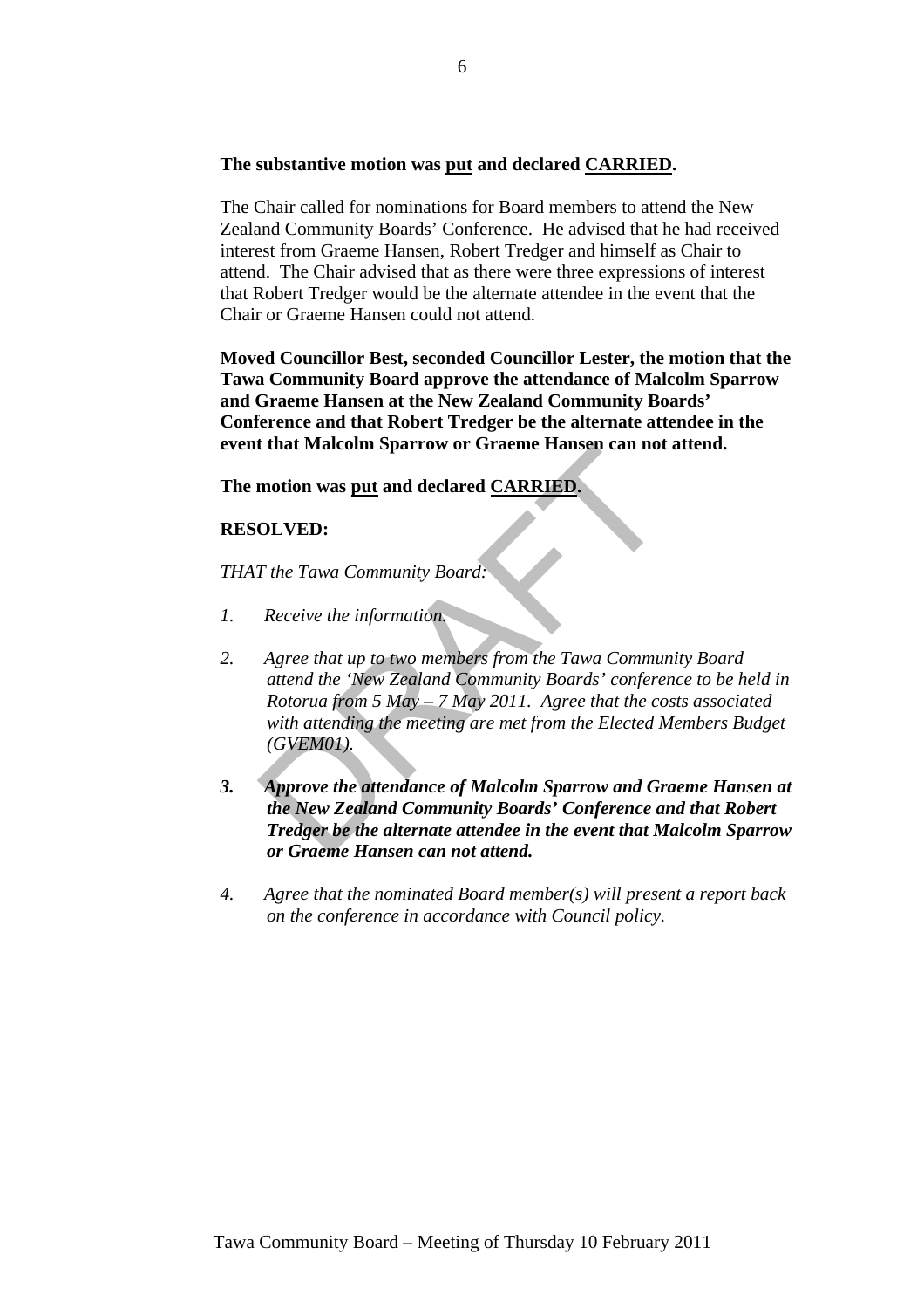**The substantive motion was put and declared CARRIED.**

The Chair called for nominations for Board members to attend the New Zealand Community Boards' Conference. He advised that he had received interest from Graeme Hansen, Robert Tredger and himself as Chair to attend. The Chair advised that as there were three expressions of interest that Robert Tredger would be the alternate attendee in the event that the Chair or Graeme Hansen could not attend.

**Moved Councillor Best, seconded Councillor Lester, the motion that the Tawa Community Board approve the attendance of Malcolm Sparrow and Graeme Hansen at the New Zealand Community Boards' Conference and that Robert Tredger be the alternate attendee in the event that Malcolm Sparrow or Graeme Hansen can not attend.**

**The motion was put and declared CARRIED.**

**RESOLVED:**

*THAT the Tawa Community Board:*

1. *Receive the information.*

2. *Agree that up to two members from the Tawa Community Board attend the 'New Zealand Community Boards' conference to be held in Rotorua from 5 May – 7 May 2011. Agree that the costs associated with attending the meeting are met from the Elected Members Budget (GVEM01).*

3. ***Approve the attendance of Malcolm Sparrow and Graeme Hansen at the New Zealand Community Boards' Conference and that Robert Tredger be the alternate attendee in the event that Malcolm Sparrow or Graeme Hansen can not attend.***

4. *Agree that the nominated Board member(s) will present a report back on the conference in accordance with Council policy.*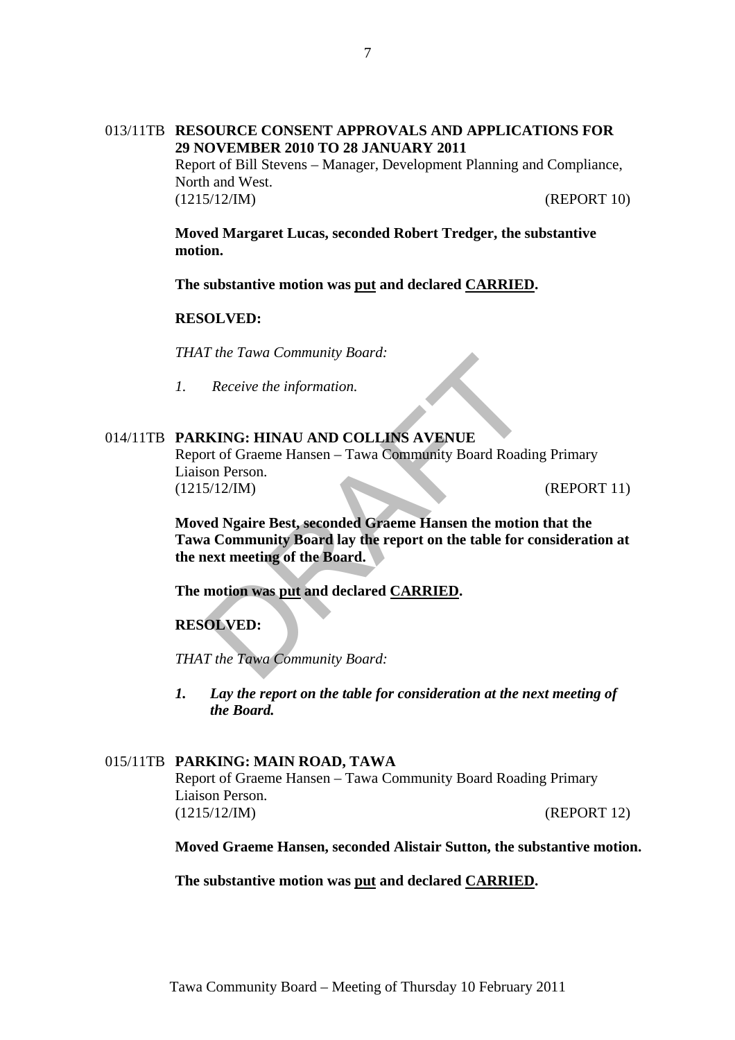013/11TB **RESOURCE CONSENT APPROVALS AND APPLICATIONS FOR 29 NOVEMBER 2010 TO 28 JANUARY 2011**

Report of Bill Stevens – Manager, Development Planning and Compliance, North and West.

(1215/12/IM) (REPORT 10)

**Moved Margaret Lucas, seconded Robert Tredger, the substantive motion.**

**The substantive motion was put and declared CARRIED.**

**RESOLVED:**

*THAT the Tawa Community Board:*

1. *Receive the information.*

014/11TB **PARKING: HINAU AND COLLINS AVENUE**

Report of Graeme Hansen – Tawa Community Board Roading Primary Liaison Person.

(1215/12/IM) (REPORT 11)

**Moved Ngaire Best, seconded Graeme Hansen the motion that the Tawa Community Board lay the report on the table for consideration at the next meeting of the Board.**

**The motion was put and declared CARRIED.**

**RESOLVED:**

*THAT the Tawa Community Board:*

1. ***Lay the report on the table for consideration at the next meeting of the Board.***

015/11TB **PARKING: MAIN ROAD, TAWA**

Report of Graeme Hansen – Tawa Community Board Roading Primary Liaison Person.

(1215/12/IM) (REPORT 12)

**Moved Graeme Hansen, seconded Alistair Sutton, the substantive motion.**

**The substantive motion was put and declared CARRIED.**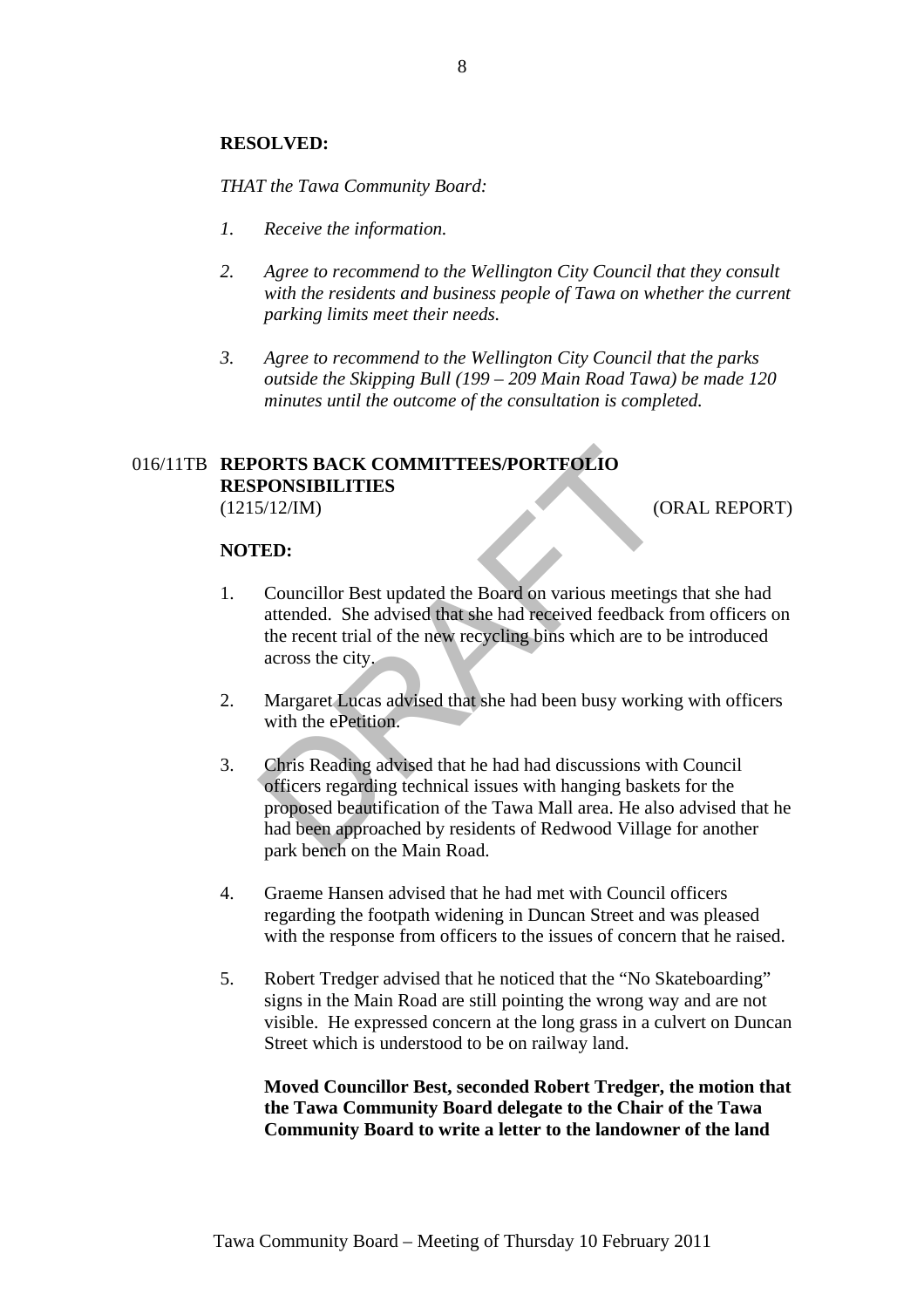**RESOLVED:**

*THAT the Tawa Community Board:*

1. *Receive the information.*

2. *Agree to recommend to the Wellington City Council that they consult with the residents and business people of Tawa on whether the current parking limits meet their needs.*

3. *Agree to recommend to the Wellington City Council that the parks outside the Skipping Bull (199 – 209 Main Road Tawa) be made 120 minutes until the outcome of the consultation is completed.*

016/11TB **REPORTS BACK COMMITTEES/PORTFOLIO RESPONSIBILITIES**
(1215/12/IM) (ORAL REPORT)

**NOTED:**

1. Councillor Best updated the Board on various meetings that she had attended. She advised that she had received feedback from officers on the recent trial of the new recycling bins which are to be introduced across the city.

2. Margaret Lucas advised that she had been busy working with officers with the ePetition.

3. Chris Reading advised that he had had discussions with Council officers regarding technical issues with hanging baskets for the proposed beautification of the Tawa Mall area. He also advised that he had been approached by residents of Redwood Village for another park bench on the Main Road.

4. Graeme Hansen advised that he had met with Council officers regarding the footpath widening in Duncan Street and was pleased with the response from officers to the issues of concern that he raised.

5. Robert Tredger advised that he noticed that the "No Skateboarding" signs in the Main Road are still pointing the wrong way and are not visible. He expressed concern at the long grass in a culvert on Duncan Street which is understood to be on railway land.

   **Moved Councillor Best, seconded Robert Tredger, the motion that the Tawa Community Board delegate to the Chair of the Tawa Community Board to write a letter to the landowner of the land**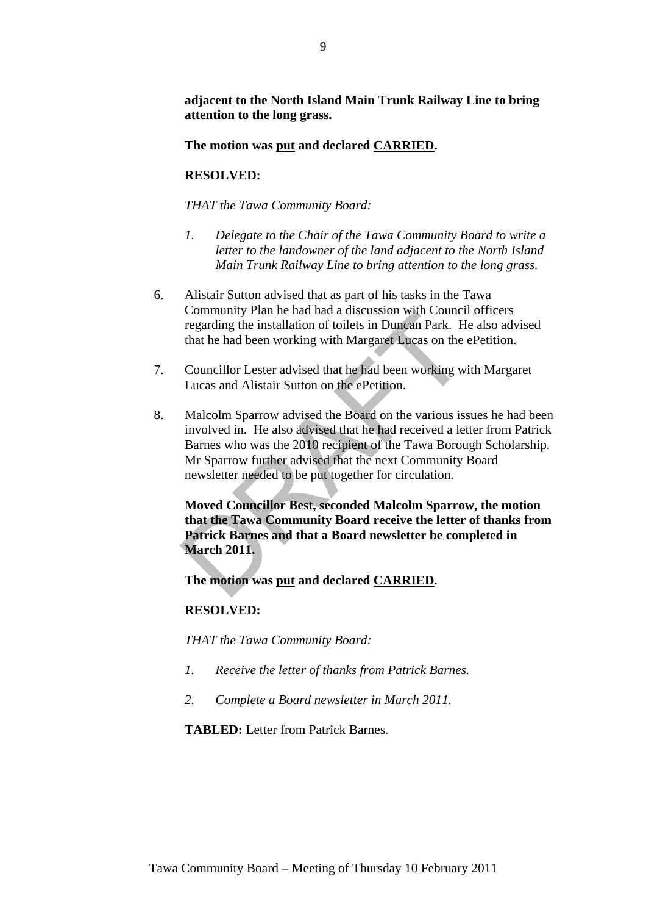**adjacent to the North Island Main Trunk Railway Line to bring attention to the long grass.**

**The motion was put and declared CARRIED.**

**RESOLVED:**

*THAT the Tawa Community Board:*

1. *Delegate to the Chair of the Tawa Community Board to write a letter to the landowner of the land adjacent to the North Island Main Trunk Railway Line to bring attention to the long grass.*

6. Alistair Sutton advised that as part of his tasks in the Tawa Community Plan he had had a discussion with Council officers regarding the installation of toilets in Duncan Park. He also advised that he had been working with Margaret Lucas on the ePetition.

7. Councillor Lester advised that he had been working with Margaret Lucas and Alistair Sutton on the ePetition.

8. Malcolm Sparrow advised the Board on the various issues he had been involved in. He also advised that he had received a letter from Patrick Barnes who was the 2010 recipient of the Tawa Borough Scholarship. Mr Sparrow further advised that the next Community Board newsletter needed to be put together for circulation.

**Moved Councillor Best, seconded Malcolm Sparrow, the motion that the Tawa Community Board receive the letter of thanks from Patrick Barnes and that a Board newsletter be completed in March 2011.**

**The motion was put and declared CARRIED.**

**RESOLVED:**

*THAT the Tawa Community Board:*

1. *Receive the letter of thanks from Patrick Barnes.*

2. *Complete a Board newsletter in March 2011.*

**TABLED:** Letter from Patrick Barnes.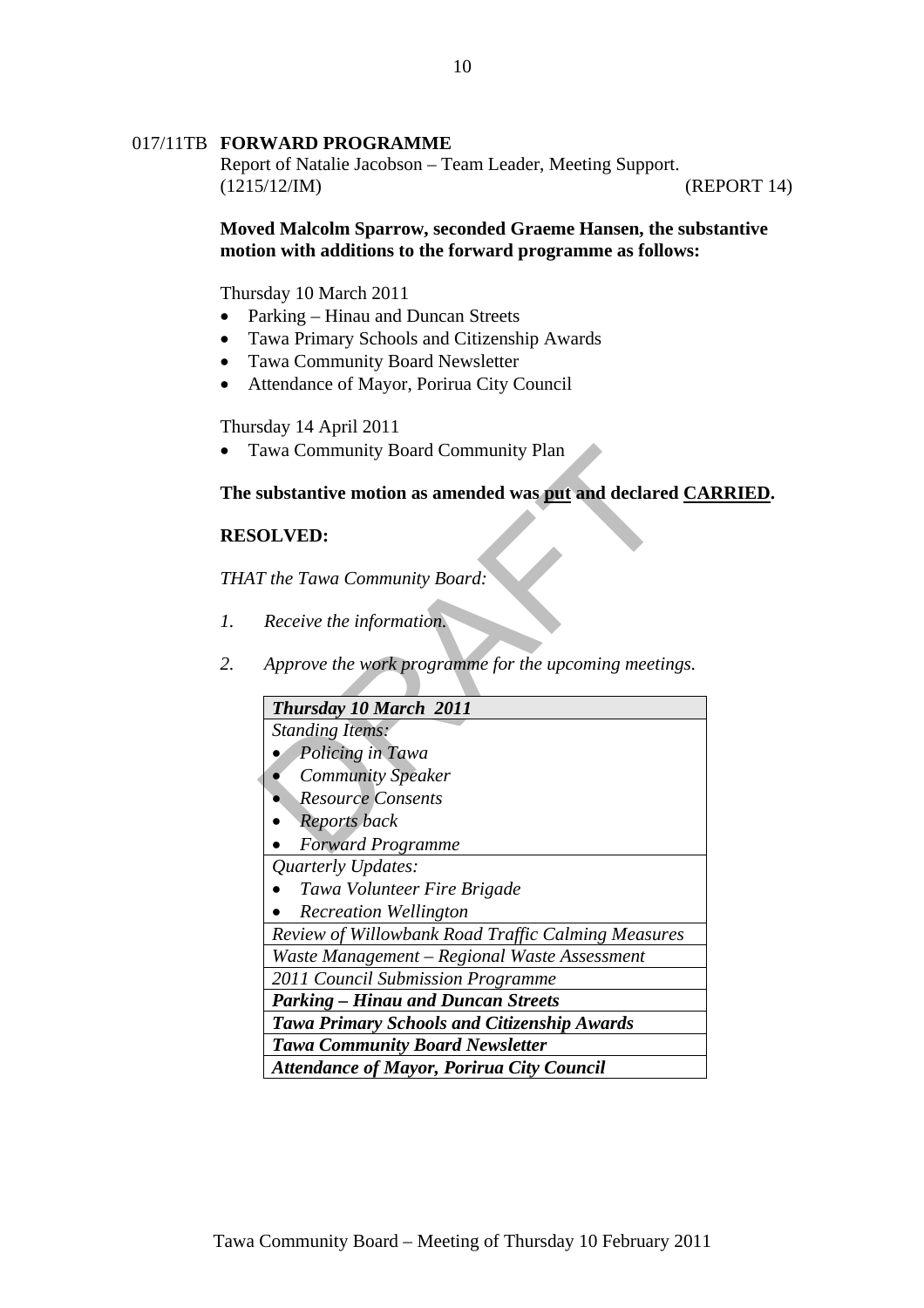017/11TB **FORWARD PROGRAMME**

Report of Natalie Jacobson – Team Leader, Meeting Support.
(1215/12/IM) (REPORT 14)

**Moved Malcolm Sparrow, seconded Graeme Hansen, the substantive motion with additions to the forward programme as follows:**

Thursday 10 March 2011

- Parking – Hinau and Duncan Streets
- Tawa Primary Schools and Citizenship Awards
- Tawa Community Board Newsletter
- Attendance of Mayor, Porirua City Council

Thursday 14 April 2011

- Tawa Community Board Community Plan

**The substantive motion as amended was put and declared CARRIED.**

**RESOLVED:**

*THAT the Tawa Community Board:*

1. *Receive the information.*
2. *Approve the work programme for the upcoming meetings.*

| ***Thursday 10 March 2011*** |
|---|
| *Standing Items:*<br>• *Policing in Tawa*<br>• *Community Speaker*<br>• *Resource Consents*<br>• *Reports back*<br>• *Forward Programme* |
| *Quarterly Updates:*<br>• *Tawa Volunteer Fire Brigade*<br>• *Recreation Wellington* |
| *Review of Willowbank Road Traffic Calming Measures* |
| *Waste Management – Regional Waste Assessment* |
| *2011 Council Submission Programme* |
| ***Parking – Hinau and Duncan Streets*** |
| ***Tawa Primary Schools and Citizenship Awards*** |
| ***Tawa Community Board Newsletter*** |
| ***Attendance of Mayor, Porirua City Council*** |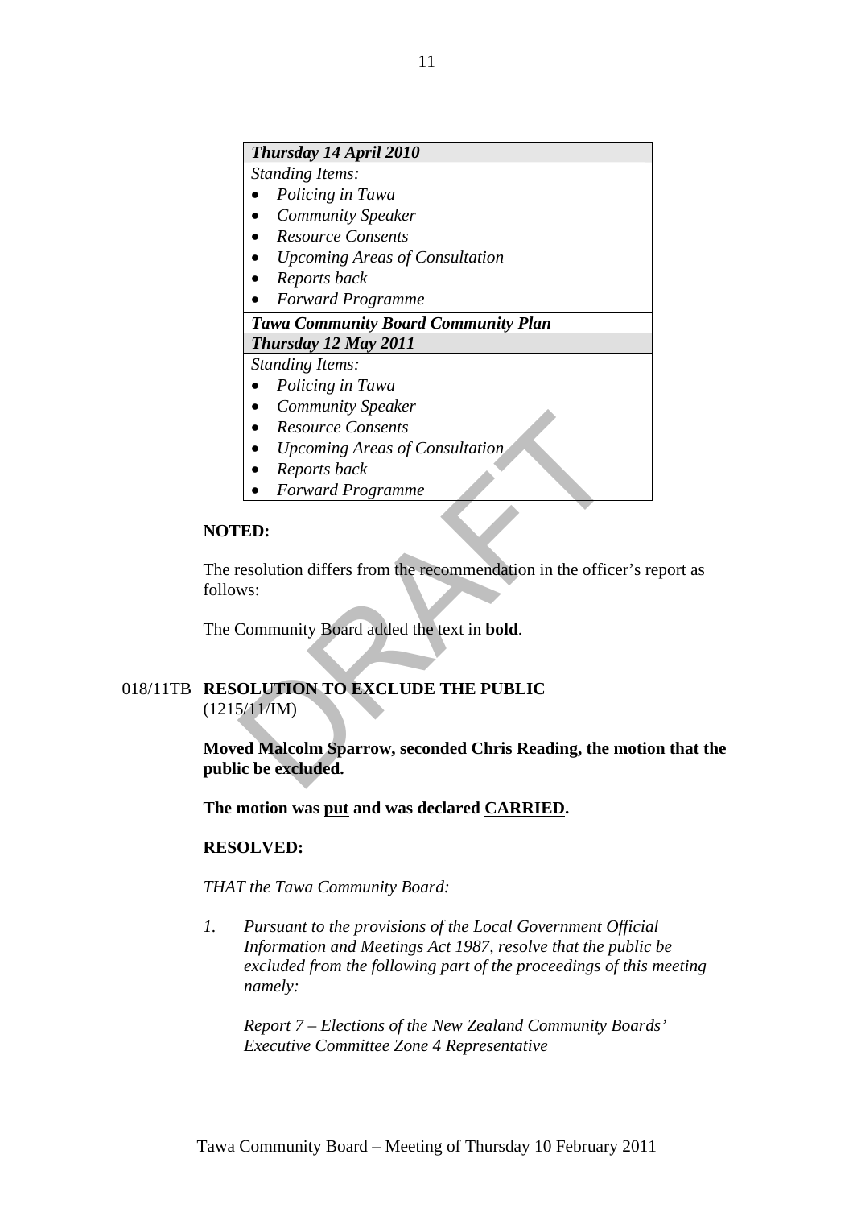| *Thursday 14 April 2010* |
|---|
| *Standing Items:*<br>• *Policing in Tawa*<br>• *Community Speaker*<br>• *Resource Consents*<br>• *Upcoming Areas of Consultation*<br>• *Reports back*<br>• *Forward Programme* |
| ***Tawa Community Board Community Plan*** |
| ***Thursday 12 May 2011*** |
| *Standing Items:*<br>• *Policing in Tawa*<br>• *Community Speaker*<br>• *Resource Consents*<br>• *Upcoming Areas of Consultation*<br>• *Reports back*<br>• *Forward Programme* |

**NOTED:**

The resolution differs from the recommendation in the officer's report as follows:

The Community Board added the text in **bold**.

018/11TB **RESOLUTION TO EXCLUDE THE PUBLIC**
(1215/11/IM)

**Moved Malcolm Sparrow, seconded Chris Reading, the motion that the public be excluded.**

**The motion was put and was declared CARRIED.**

**RESOLVED:**

*THAT the Tawa Community Board:*

*1. Pursuant to the provisions of the Local Government Official Information and Meetings Act 1987, resolve that the public be excluded from the following part of the proceedings of this meeting namely:*

*Report 7 – Elections of the New Zealand Community Boards' Executive Committee Zone 4 Representative*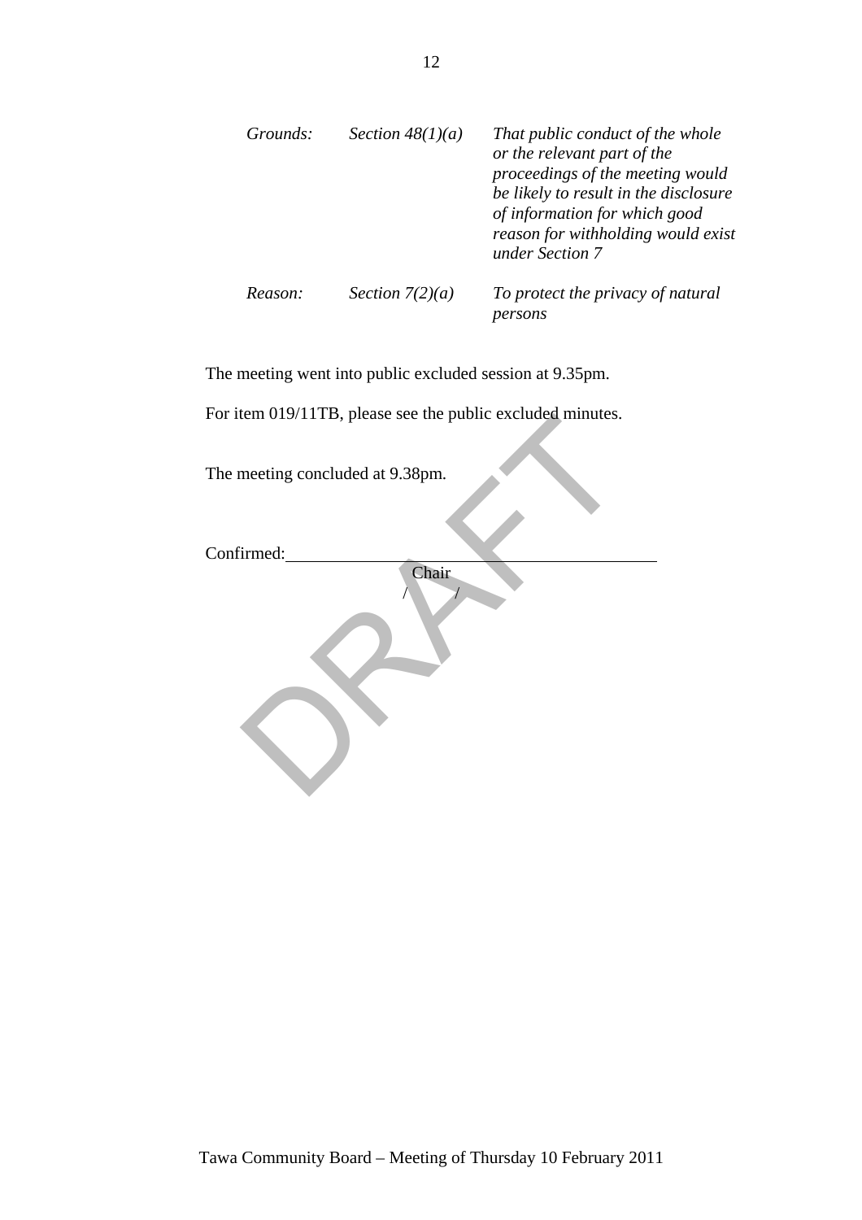| | | |
|---|---|---|
| *Grounds:* | *Section 48(1)(a)* | *That public conduct of the whole or the relevant part of the proceedings of the meeting would be likely to result in the disclosure of information for which good reason for withholding would exist under Section 7* |
| *Reason:* | *Section 7(2)(a)* | *To protect the privacy of natural persons* |

The meeting went into public excluded session at 9.35pm.

For item 019/11TB, please see the public excluded minutes.

The meeting concluded at 9.38pm.

Confirmed: ______________________________________

Chair

/ /

DRAFT